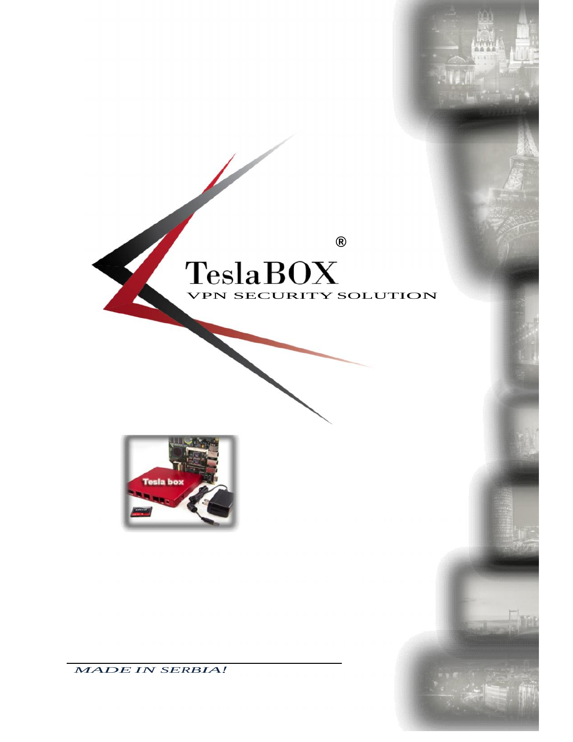# TeslaBOX®

VPN SECURITY SOLUTION

*MADE IN SERBIA!*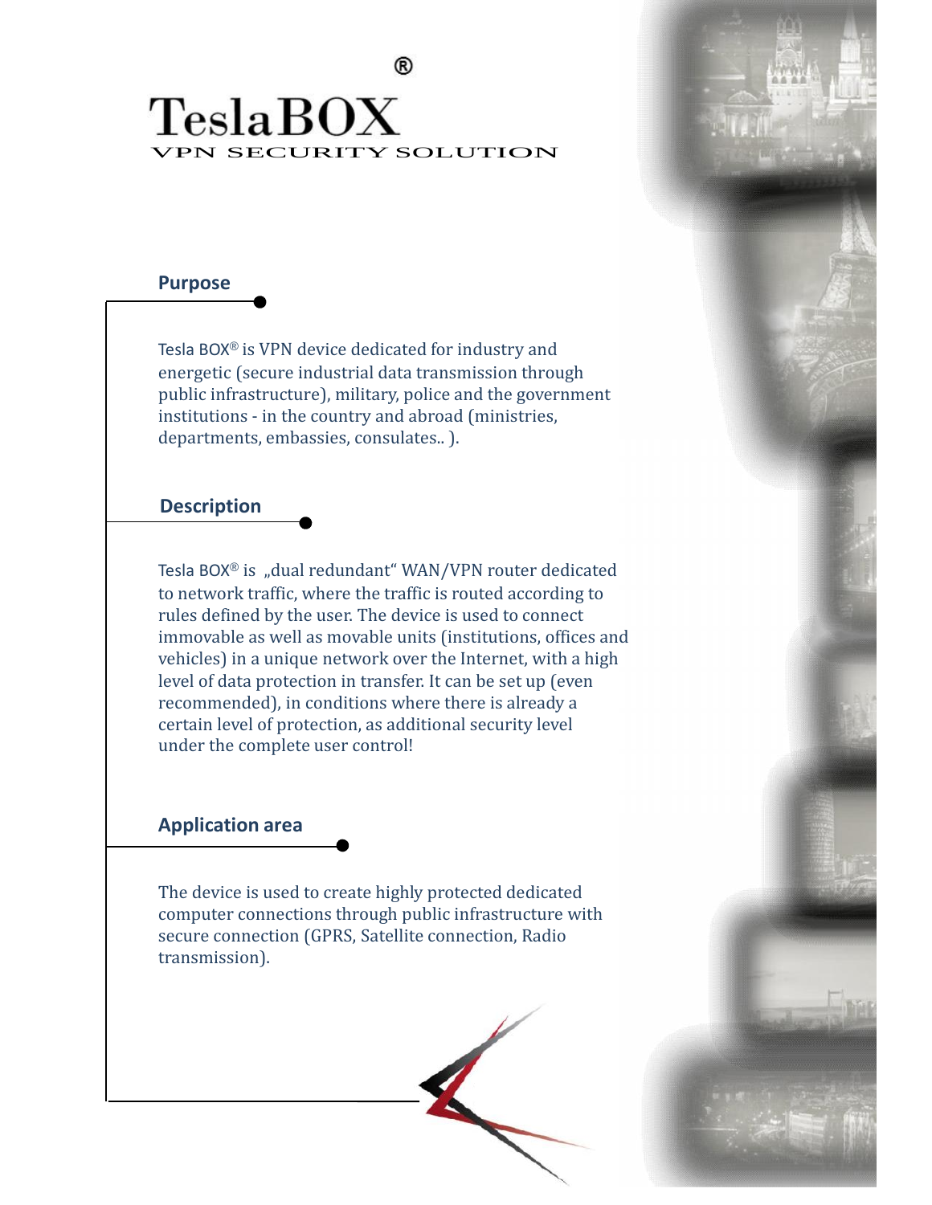# TeslaBOX®

VPN SECURITY SOLUTION

## Purpose

Tesla BOX® is VPN device dedicated for industry and energetic (secure industrial data transmission through public infrastructure), military, police and the government institutions - in the country and abroad (ministries, departments, embassies, consulates.. ).

## Description

Tesla BOX® is „dual redundant" WAN/VPN router dedicated to network traffic, where the traffic is routed according to rules defined by the user. The device is used to connect immovable as well as movable units (institutions, offices and vehicles) in a unique network over the Internet, with a high level of data protection in transfer. It can be set up (even recommended), in conditions where there is already a certain level of protection, as additional security level under the complete user control!

## Application area

The device is used to create highly protected dedicated computer connections through public infrastructure with secure connection (GPRS, Satellite connection, Radio transmission).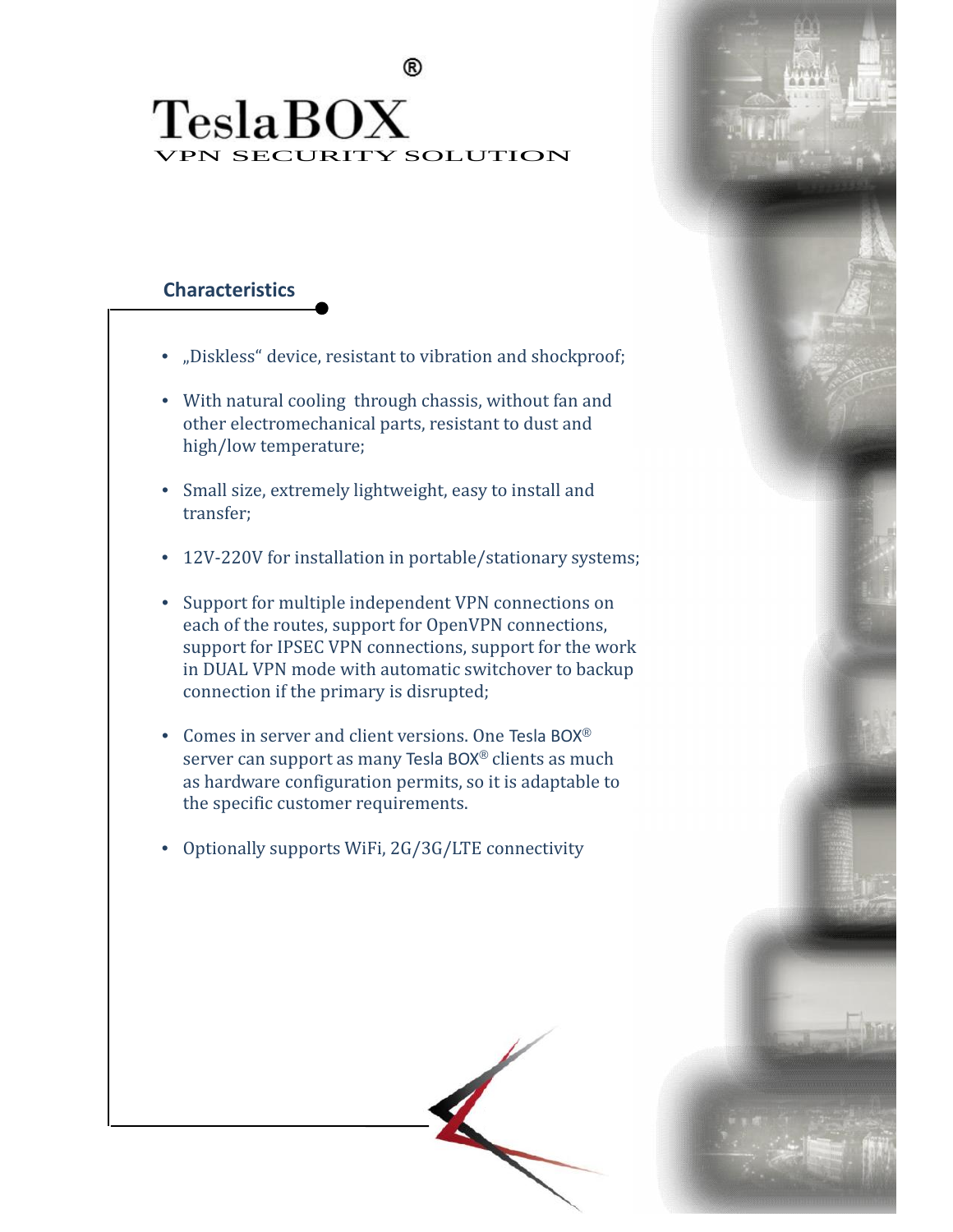# TeslaBOX®

VPN SECURITY SOLUTION

## Characteristics

- „Diskless" device, resistant to vibration and shockproof;
- With natural cooling through chassis, without fan and other electromechanical parts, resistant to dust and high/low temperature;
- Small size, extremely lightweight, easy to install and transfer;
- 12V-220V for installation in portable/stationary systems;
- Support for multiple independent VPN connections on each of the routes, support for OpenVPN connections, support for IPSEC VPN connections, support for the work in DUAL VPN mode with automatic switchover to backup connection if the primary is disrupted;
- Comes in server and client versions. One Tesla BOX® server can support as many Tesla BOX® clients as much as hardware configuration permits, so it is adaptable to the specific customer requirements.
- Optionally supports WiFi, 2G/3G/LTE connectivity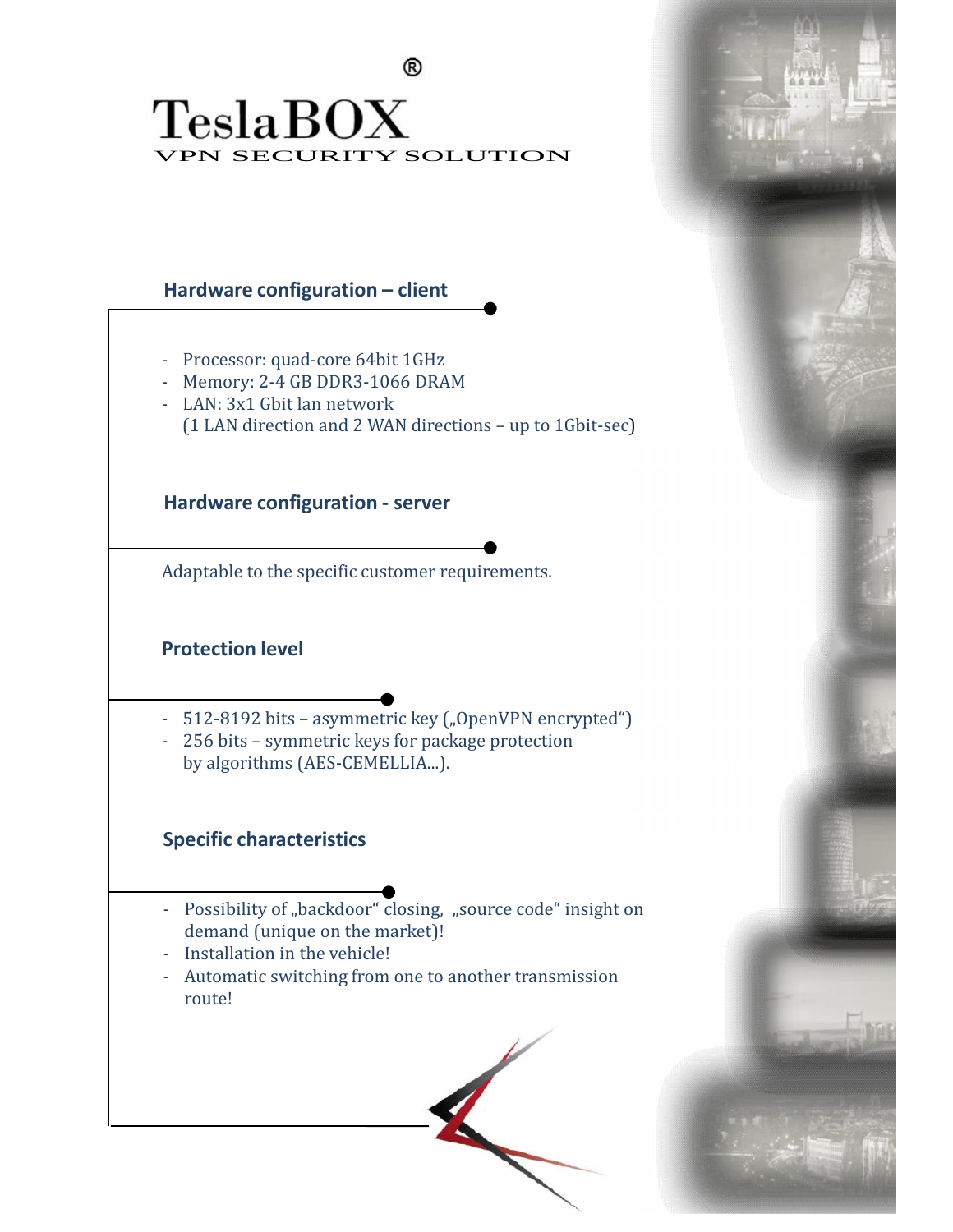# TeslaBOX®

VPN SECURITY SOLUTION

## Hardware configuration – client

- Processor: quad-core 64bit 1GHz
- Memory: 2-4 GB DDR3-1066 DRAM
- LAN: 3x1 Gbit lan network
  (1 LAN direction and 2 WAN directions – up to 1Gbit-sec)

## Hardware configuration - server

Adaptable to the specific customer requirements.

## Protection level

- 512-8192 bits – asymmetric key („OpenVPN encrypted")
- 256 bits – symmetric keys for package protection
  by algorithms (AES-CEMELLIA...).

## Specific characteristics

- Possibility of „backdoor" closing, „source code" insight on demand (unique on the market)!
- Installation in the vehicle!
- Automatic switching from one to another transmission route!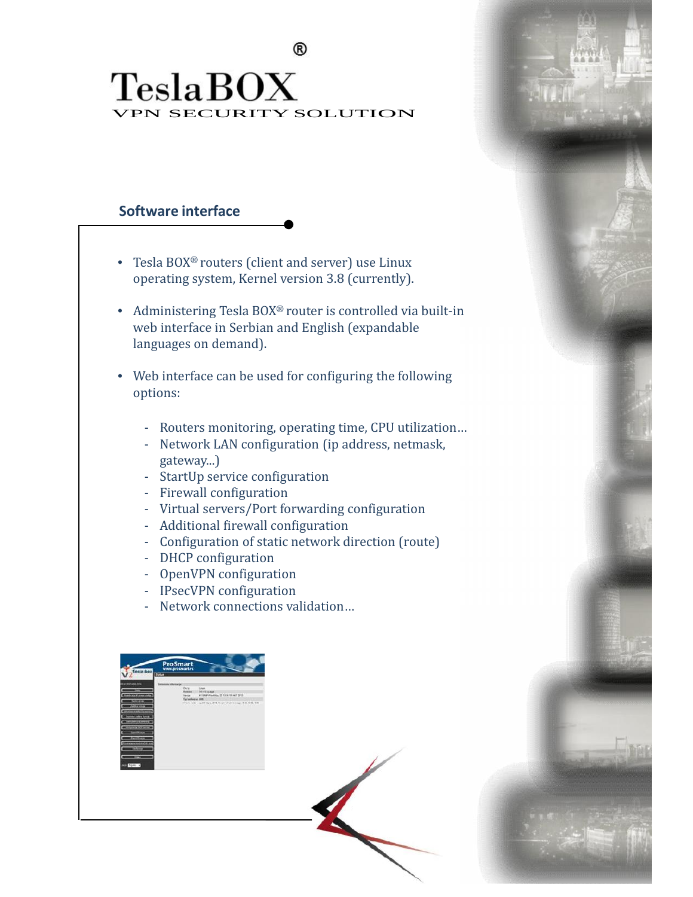# TeslaBOX®

VPN SECURITY SOLUTION

## Software interface

- Tesla BOX® routers (client and server) use Linux operating system, Kernel version 3.8 (currently).
- Administering Tesla BOX® router is controlled via built-in web interface in Serbian and English (expandable languages on demand).
- Web interface can be used for configuring the following options:
  - Routers monitoring, operating time, CPU utilization…
  - Network LAN configuration (ip address, netmask, gateway...)
  - StartUp service configuration
  - Firewall configuration
  - Virtual servers/Port forwarding configuration
  - Additional firewall configuration
  - Configuration of static network direction (route)
  - DHCP configuration
  - OpenVPN configuration
  - IPsecVPN configuration
  - Network connections validation…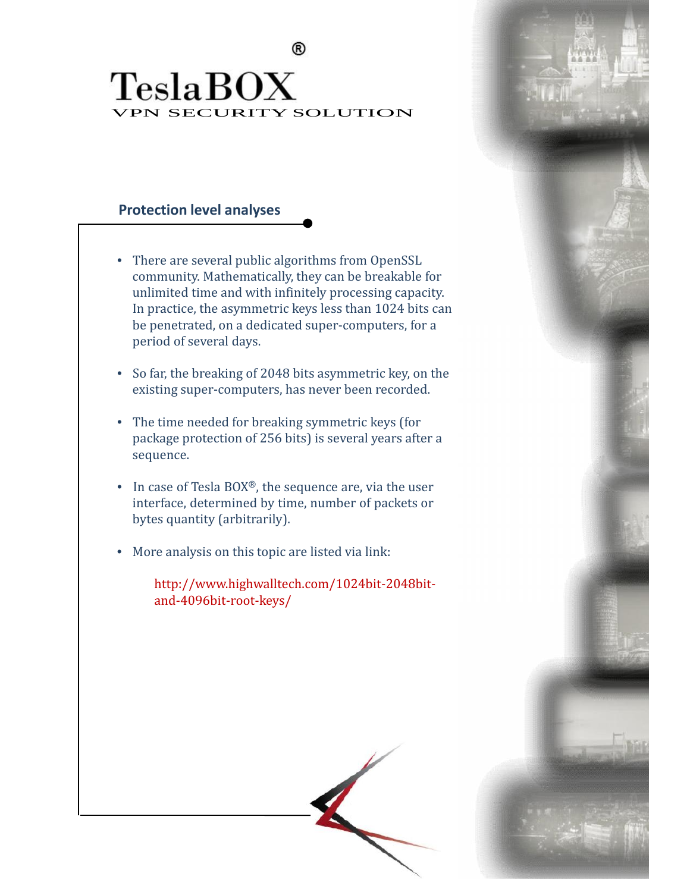# TeslaBOX®

VPN SECURITY SOLUTION

## Protection level analyses

- There are several public algorithms from OpenSSL community. Mathematically, they can be breakable for unlimited time and with infinitely processing capacity. In practice, the asymmetric keys less than 1024 bits can be penetrated, on a dedicated super-computers, for a period of several days.

- So far, the breaking of 2048 bits asymmetric key, on the existing super-computers, has never been recorded.

- The time needed for breaking symmetric keys (for package protection of 256 bits) is several years after a sequence.

- In case of Tesla BOX®, the sequence are, via the user interface, determined by time, number of packets or bytes quantity (arbitrarily).

- More analysis on this topic are listed via link:

  http://www.highwalltech.com/1024bit-2048bit-and-4096bit-root-keys/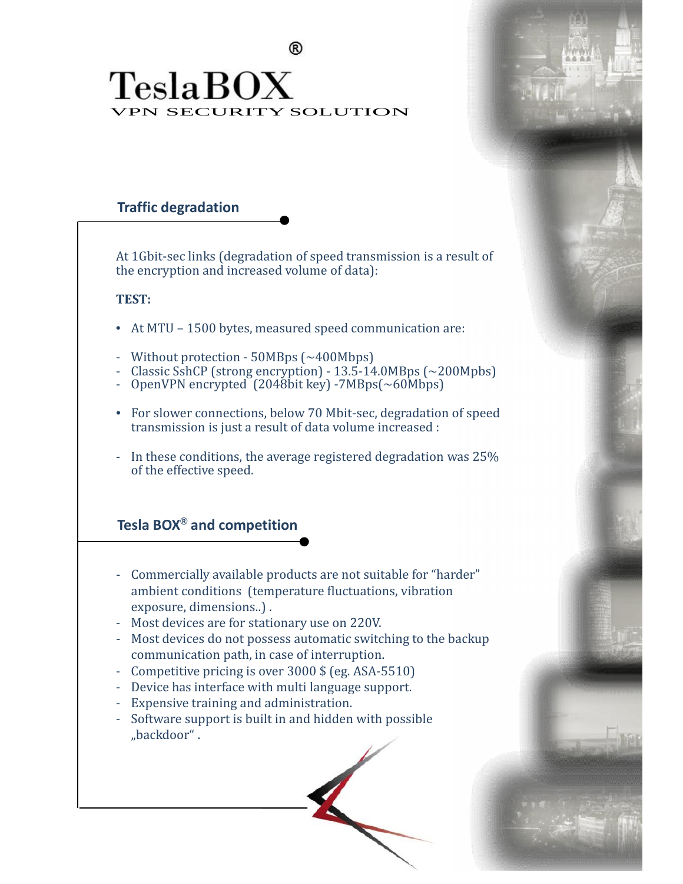# TeslaBOX®

VPN SECURITY SOLUTION

## Traffic degradation

At 1Gbit-sec links (degradation of speed transmission is a result of the encryption and increased volume of data):

**TEST:**

- At MTU – 1500 bytes, measured speed communication are:

- Without protection - 50MBps (~400Mbps)
- Classic SshCP (strong encryption) - 13.5-14.0MBps (~200Mpbs)
- OpenVPN encrypted (2048bit key) -7MBps(~60Mbps)

- For slower connections, below 70 Mbit-sec, degradation of speed transmission is just a result of data volume increased :

- In these conditions, the average registered degradation was 25% of the effective speed.

## Tesla BOX® and competition

- Commercially available products are not suitable for "harder" ambient conditions (temperature fluctuations, vibration exposure, dimensions..) .
- Most devices are for stationary use on 220V.
- Most devices do not possess automatic switching to the backup communication path, in case of interruption.
- Competitive pricing is over 3000 $ (eg. ASA-5510)
- Device has interface with multi language support.
- Expensive training and administration.
- Software support is built in and hidden with possible „backdoor" .